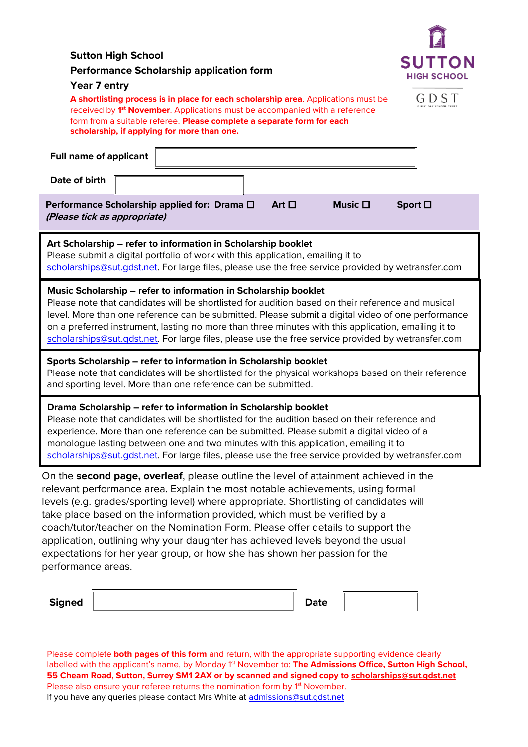# Sutton High School

## Performance Scholarship application form

### Year 7 entry

**A shortlisting process is in place for each scholarship area**. Applications must be received by **1st November**. Applications must be accompanied with a reference form from a suitable referee. **Please complete a separate form for each scholarship, if applying for more than one.**

| **Full name of applicant** | |
|---|---|
| **Date of birth** | |

**Performance Scholarship applied for:** **Drama** ☐ **Art** ☐ **Music** ☐ **Sport** ☐
***(Please tick as appropriate)***

**Art Scholarship – refer to information in Scholarship booklet**
Please submit a digital portfolio of work with this application, emailing it to scholarships@sut.gdst.net. For large files, please use the free service provided by wetransfer.com

**Music Scholarship – refer to information in Scholarship booklet**
Please note that candidates will be shortlisted for audition based on their reference and musical level. More than one reference can be submitted. Please submit a digital video of one performance on a preferred instrument, lasting no more than three minutes with this application, emailing it to scholarships@sut.gdst.net. For large files, please use the free service provided by wetransfer.com

**Sports Scholarship – refer to information in Scholarship booklet**
Please note that candidates will be shortlisted for the physical workshops based on their reference and sporting level. More than one reference can be submitted.

**Drama Scholarship – refer to information in Scholarship booklet**
Please note that candidates will be shortlisted for the audition based on their reference and experience. More than one reference can be submitted. Please submit a digital video of a monologue lasting between one and two minutes with this application, emailing it to scholarships@sut.gdst.net. For large files, please use the free service provided by wetransfer.com

On the **second page, overleaf**, please outline the level of attainment achieved in the relevant performance area. Explain the most notable achievements, using formal levels (e.g. grades/sporting level) where appropriate. Shortlisting of candidates will take place based on the information provided, which must be verified by a coach/tutor/teacher on the Nomination Form. Please offer details to support the application, outlining why your daughter has achieved levels beyond the usual expectations for her year group, or how she has shown her passion for the performance areas.

| **Signed** | | **Date** | |
|---|---|---|---|

Please complete **both pages of this form** and return, with the appropriate supporting evidence clearly labelled with the applicant's name, by Monday 1st November to: **The Admissions Office, Sutton High School, 55 Cheam Road, Sutton, Surrey SM1 2AX or by scanned and signed copy to scholarships@sut.gdst.net**
Please also ensure your referee returns the nomination form by 1st November.
If you have any queries please contact Mrs White at admissions@sut.gdst.net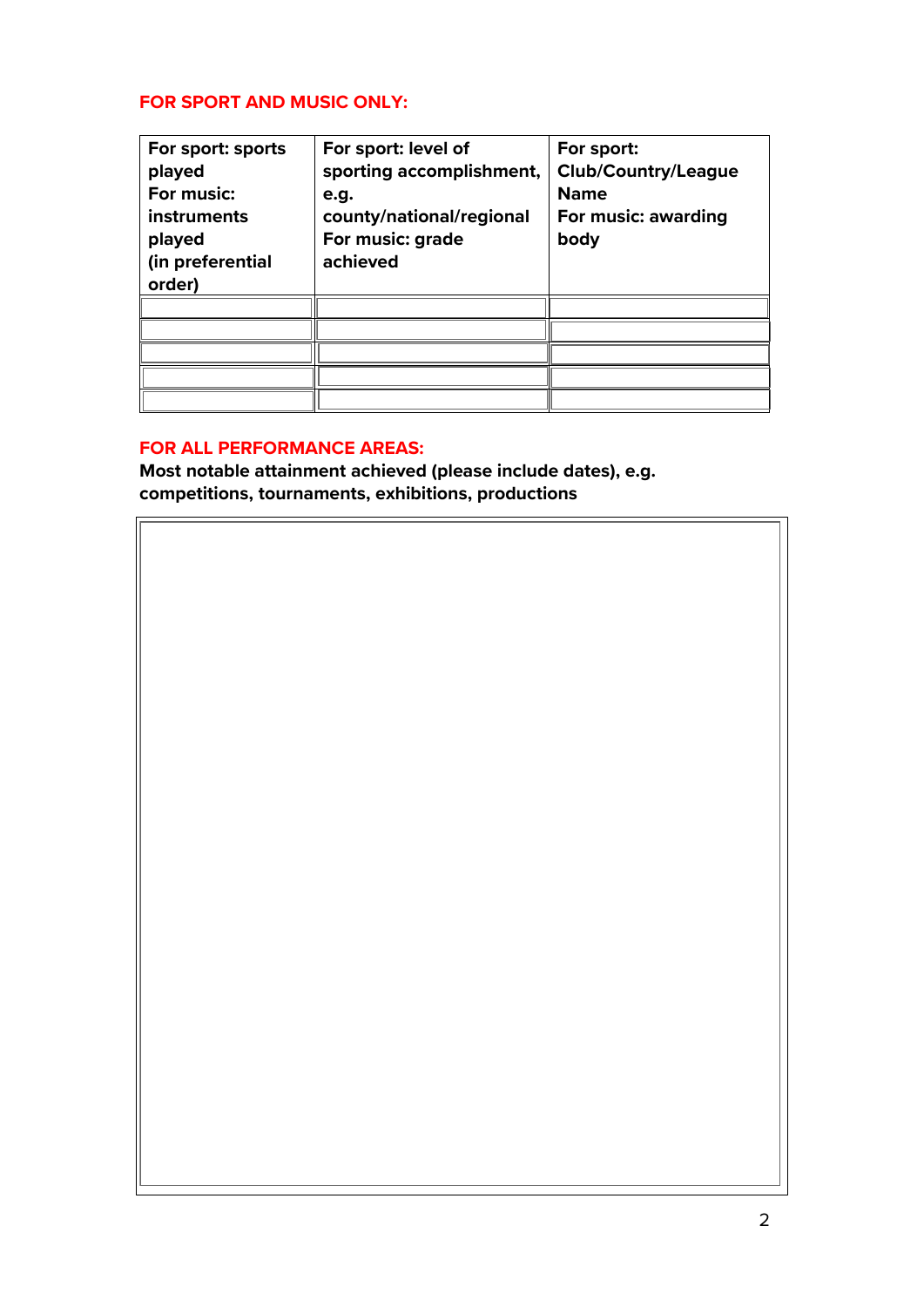**FOR SPORT AND MUSIC ONLY:**

| For sport: sports played<br>For music: instruments played<br>(in preferential order) | For sport: level of sporting accomplishment, e.g. county/national/regional<br>For music: grade achieved | For sport: Club/Country/League Name<br>For music: awarding body |
|---|---|---|
| | | |
| | | |
| | | |
| | | |
| | | |

**FOR ALL PERFORMANCE AREAS:**

**Most notable attainment achieved (please include dates), e.g. competitions, tournaments, exhibitions, productions**